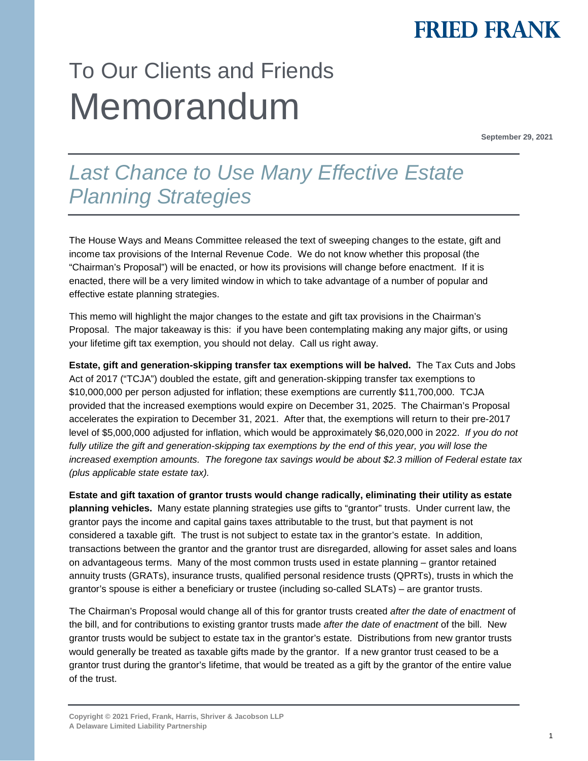FRIED FRANK

# To Our Clients and Friends Memorandum

**September 29, 2021**

## *Last Chance to Use Many Effective Estate Planning Strategies*

The House Ways and Means Committee released the text of sweeping changes to the estate, gift and income tax provisions of the Internal Revenue Code. We do not know whether this proposal (the "Chairman's Proposal") will be enacted, or how its provisions will change before enactment. If it is enacted, there will be a very limited window in which to take advantage of a number of popular and effective estate planning strategies.

This memo will highlight the major changes to the estate and gift tax provisions in the Chairman's Proposal. The major takeaway is this: if you have been contemplating making any major gifts, or using your lifetime gift tax exemption, you should not delay. Call us right away.

**Estate, gift and generation-skipping transfer tax exemptions will be halved.** The Tax Cuts and Jobs Act of 2017 ("TCJA") doubled the estate, gift and generation-skipping transfer tax exemptions to $10,000,000 per person adjusted for inflation; these exemptions are currently $11,700,000. TCJA provided that the increased exemptions would expire on December 31, 2025. The Chairman's Proposal accelerates the expiration to December 31, 2021. After that, the exemptions will return to their pre-2017 level of $5,000,000 adjusted for inflation, which would be approximately $6,020,000 in 2022. *If you do not fully utilize the gift and generation-skipping tax exemptions by the end of this year, you will lose the increased exemption amounts. The foregone tax savings would be about $2.3 million of Federal estate tax (plus applicable state estate tax).*

**Estate and gift taxation of grantor trusts would change radically, eliminating their utility as estate planning vehicles.** Many estate planning strategies use gifts to "grantor" trusts. Under current law, the grantor pays the income and capital gains taxes attributable to the trust, but that payment is not considered a taxable gift. The trust is not subject to estate tax in the grantor's estate. In addition, transactions between the grantor and the grantor trust are disregarded, allowing for asset sales and loans on advantageous terms. Many of the most common trusts used in estate planning – grantor retained annuity trusts (GRATs), insurance trusts, qualified personal residence trusts (QPRTs), trusts in which the grantor's spouse is either a beneficiary or trustee (including so-called SLATs) – are grantor trusts.

The Chairman's Proposal would change all of this for grantor trusts created *after the date of enactment* of the bill, and for contributions to existing grantor trusts made *after the date of enactment* of the bill. New grantor trusts would be subject to estate tax in the grantor's estate. Distributions from new grantor trusts would generally be treated as taxable gifts made by the grantor. If a new grantor trust ceased to be a grantor trust during the grantor's lifetime, that would be treated as a gift by the grantor of the entire value of the trust.

Copyright © 2021 Fried, Frank, Harris, Shriver & Jacobson LLP
A Delaware Limited Liability Partnership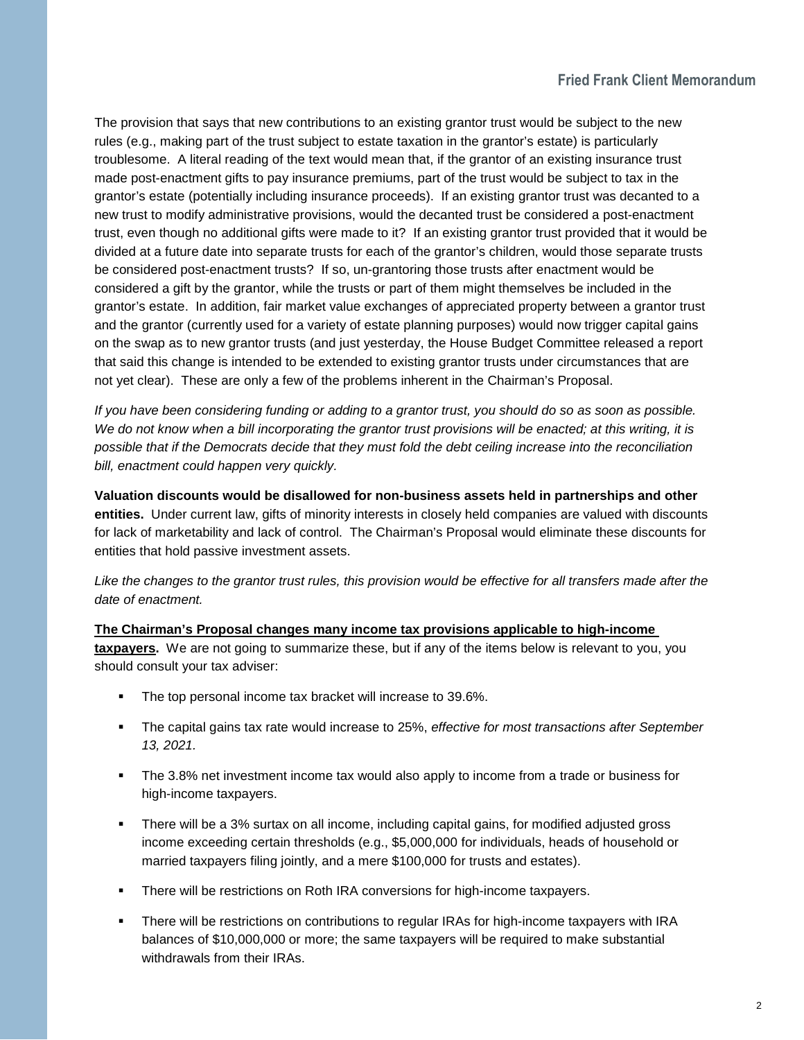The provision that says that new contributions to an existing grantor trust would be subject to the new rules (e.g., making part of the trust subject to estate taxation in the grantor's estate) is particularly troublesome. A literal reading of the text would mean that, if the grantor of an existing insurance trust made post-enactment gifts to pay insurance premiums, part of the trust would be subject to tax in the grantor's estate (potentially including insurance proceeds). If an existing grantor trust was decanted to a new trust to modify administrative provisions, would the decanted trust be considered a post-enactment trust, even though no additional gifts were made to it? If an existing grantor trust provided that it would be divided at a future date into separate trusts for each of the grantor's children, would those separate trusts be considered post-enactment trusts? If so, un-grantoring those trusts after enactment would be considered a gift by the grantor, while the trusts or part of them might themselves be included in the grantor's estate. In addition, fair market value exchanges of appreciated property between a grantor trust and the grantor (currently used for a variety of estate planning purposes) would now trigger capital gains on the swap as to new grantor trusts (and just yesterday, the House Budget Committee released a report that said this change is intended to be extended to existing grantor trusts under circumstances that are not yet clear). These are only a few of the problems inherent in the Chairman's Proposal.

*If you have been considering funding or adding to a grantor trust, you should do so as soon as possible. We do not know when a bill incorporating the grantor trust provisions will be enacted; at this writing, it is possible that if the Democrats decide that they must fold the debt ceiling increase into the reconciliation bill, enactment could happen very quickly.*

**Valuation discounts would be disallowed for non-business assets held in partnerships and other entities.** Under current law, gifts of minority interests in closely held companies are valued with discounts for lack of marketability and lack of control. The Chairman's Proposal would eliminate these discounts for entities that hold passive investment assets.

*Like the changes to the grantor trust rules, this provision would be effective for all transfers made after the date of enactment.*

**<u>The Chairman's Proposal changes many income tax provisions applicable to high-income taxpayers</u>.** We are not going to summarize these, but if any of the items below is relevant to you, you should consult your tax adviser:

- The top personal income tax bracket will increase to 39.6%.
- The capital gains tax rate would increase to 25%, *effective for most transactions after September 13, 2021.*
- The 3.8% net investment income tax would also apply to income from a trade or business for high-income taxpayers.
- There will be a 3% surtax on all income, including capital gains, for modified adjusted gross income exceeding certain thresholds (e.g., $5,000,000 for individuals, heads of household or married taxpayers filing jointly, and a mere $100,000 for trusts and estates).
- There will be restrictions on Roth IRA conversions for high-income taxpayers.
- There will be restrictions on contributions to regular IRAs for high-income taxpayers with IRA balances of $10,000,000 or more; the same taxpayers will be required to make substantial withdrawals from their IRAs.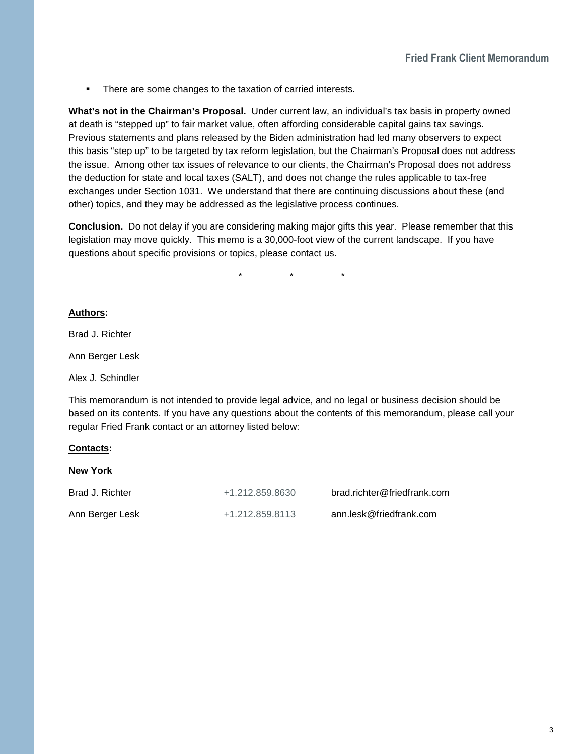- There are some changes to the taxation of carried interests.

**What's not in the Chairman's Proposal.** Under current law, an individual's tax basis in property owned at death is "stepped up" to fair market value, often affording considerable capital gains tax savings. Previous statements and plans released by the Biden administration had led many observers to expect this basis "step up" to be targeted by tax reform legislation, but the Chairman's Proposal does not address the issue. Among other tax issues of relevance to our clients, the Chairman's Proposal does not address the deduction for state and local taxes (SALT), and does not change the rules applicable to tax-free exchanges under Section 1031. We understand that there are continuing discussions about these (and other) topics, and they may be addressed as the legislative process continues.

**Conclusion.** Do not delay if you are considering making major gifts this year. Please remember that this legislation may move quickly. This memo is a 30,000-foot view of the current landscape. If you have questions about specific provisions or topics, please contact us.

\* \* \*

**Authors:**

Brad J. Richter

Ann Berger Lesk

Alex J. Schindler

This memorandum is not intended to provide legal advice, and no legal or business decision should be based on its contents. If you have any questions about the contents of this memorandum, please call your regular Fried Frank contact or an attorney listed below:

**Contacts:**

**New York**

| | | |
|---|---|---|
| Brad J. Richter | +1.212.859.8630 | brad.richter@friedfrank.com |
| Ann Berger Lesk | +1.212.859.8113 | ann.lesk@friedfrank.com |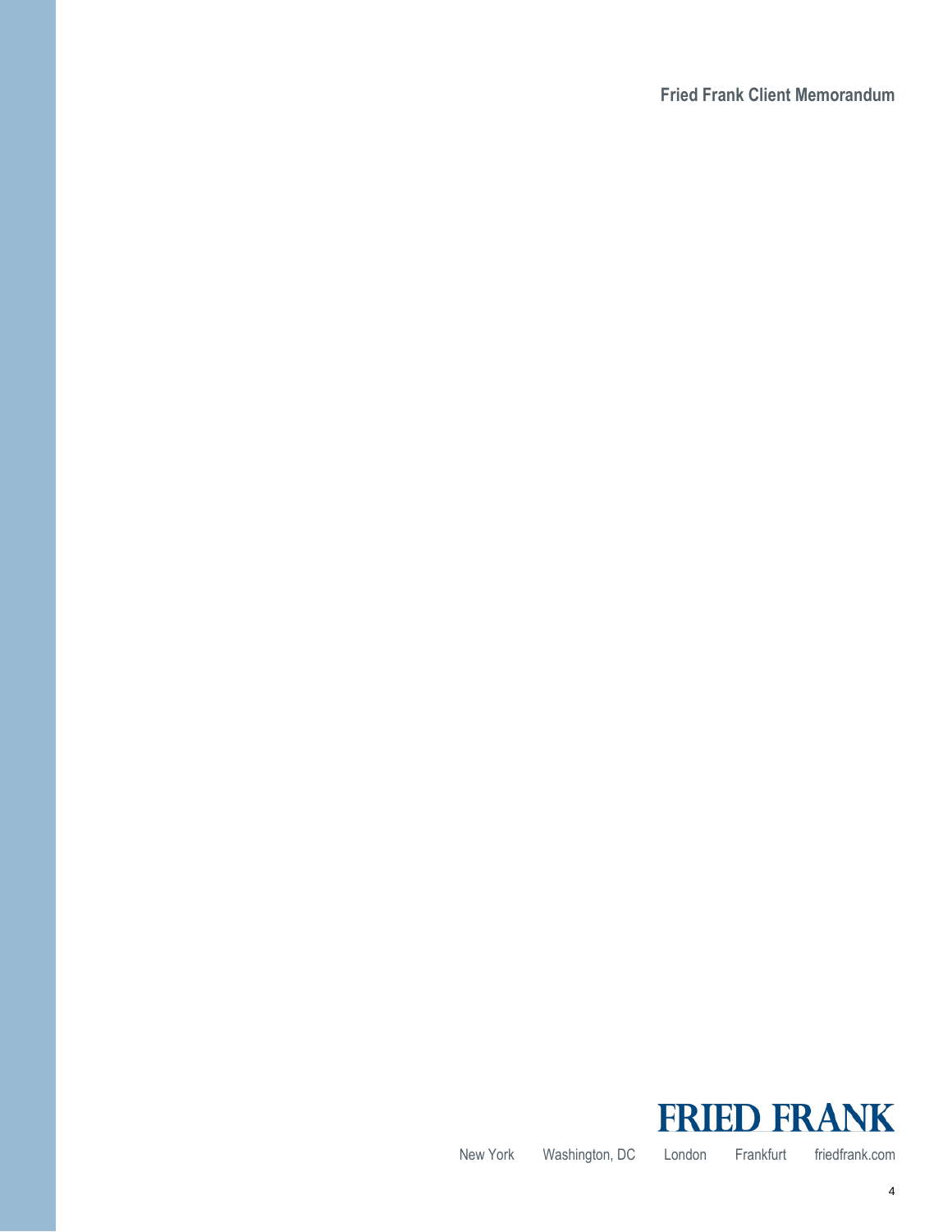FRIED FRANK

New York Washington, DC London Frankfurt friedfrank.com